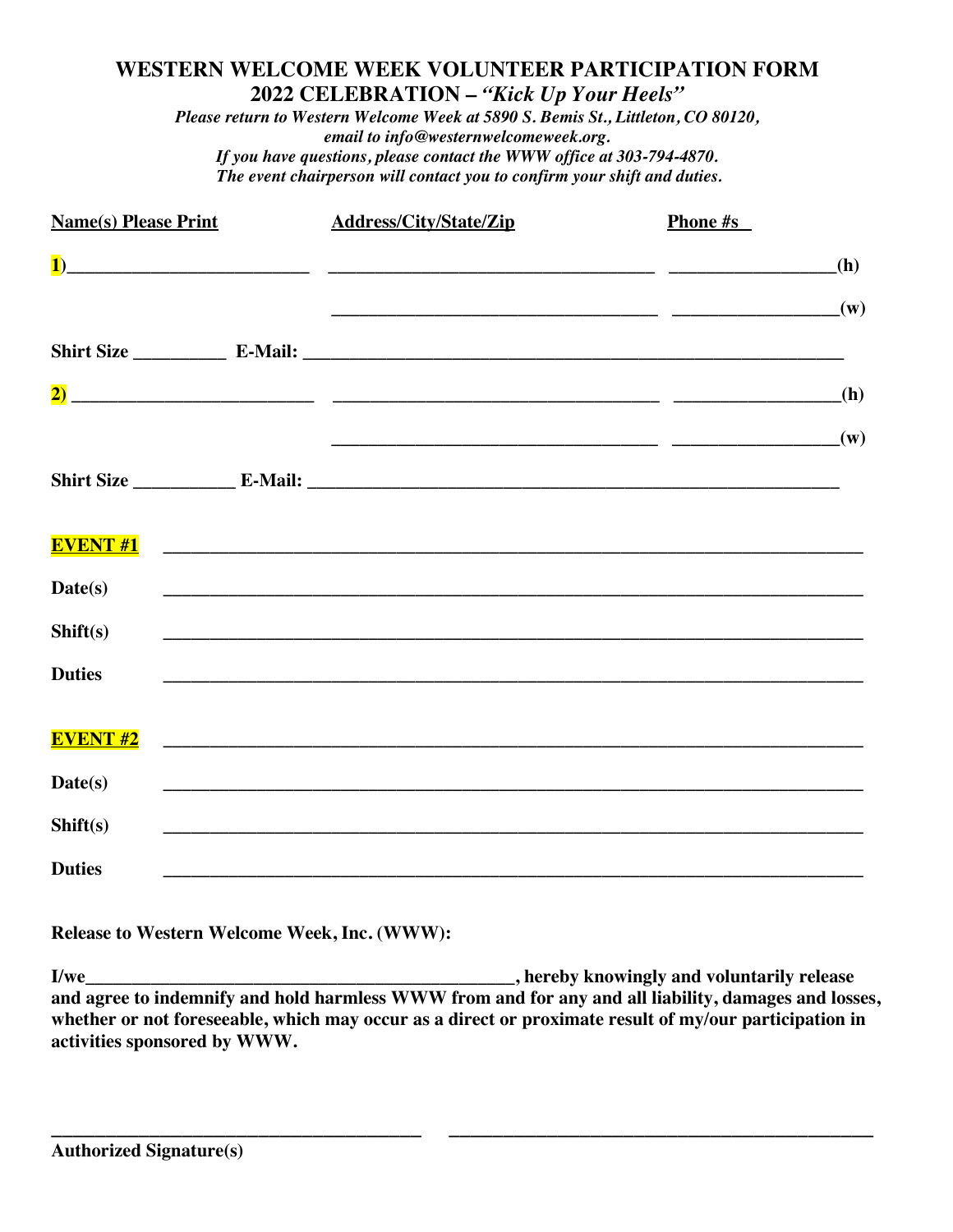# WESTERN WELCOME WEEK VOLUNTEER PARTICIPATION FORM

## 2022 CELEBRATION – *"Kick Up Your Heels"*

***Please return to Western Welcome Week at 5890 S. Bemis St., Littleton, CO 80120,***
***email to info@westernwelcomeweek.org.***
***If you have questions, please contact the WWW office at 303-794-4870.***
***The event chairperson will contact you to confirm your shift and duties.***

| **Name(s) Please Print** | **Address/City/State/Zip** | **Phone #s** |
|---|---|---|
| **1)** ______________________ | ______________________________ | _______________(h) |
| | ______________________________ | _______________(w) |

**Shirt Size** __________ **E-Mail:** ______________________________________________________

| **Name(s) Please Print** | **Address/City/State/Zip** | **Phone #s** |
|---|---|---|
| **2)** ______________________ | ______________________________ | _______________(h) |
| | ______________________________ | _______________(w) |

**Shirt Size** __________ **E-Mail:** ______________________________________________________

**EVENT #1** ____________________________________________________________________

**Date(s)** ____________________________________________________________________

**Shift(s)** ____________________________________________________________________

**Duties** ____________________________________________________________________

**EVENT #2** ____________________________________________________________________

**Date(s)** ____________________________________________________________________

**Shift(s)** ____________________________________________________________________

**Duties** ____________________________________________________________________

**Release to Western Welcome Week, Inc. (WWW):**

**I/we____________________________________________, hereby knowingly and voluntarily release and agree to indemnify and hold harmless WWW from and for any and all liability, damages and losses, whether or not foreseeable, which may occur as a direct or proximate result of my/our participation in activities sponsored by WWW.**

____________________________________ ____________________________________

**Authorized Signature(s)**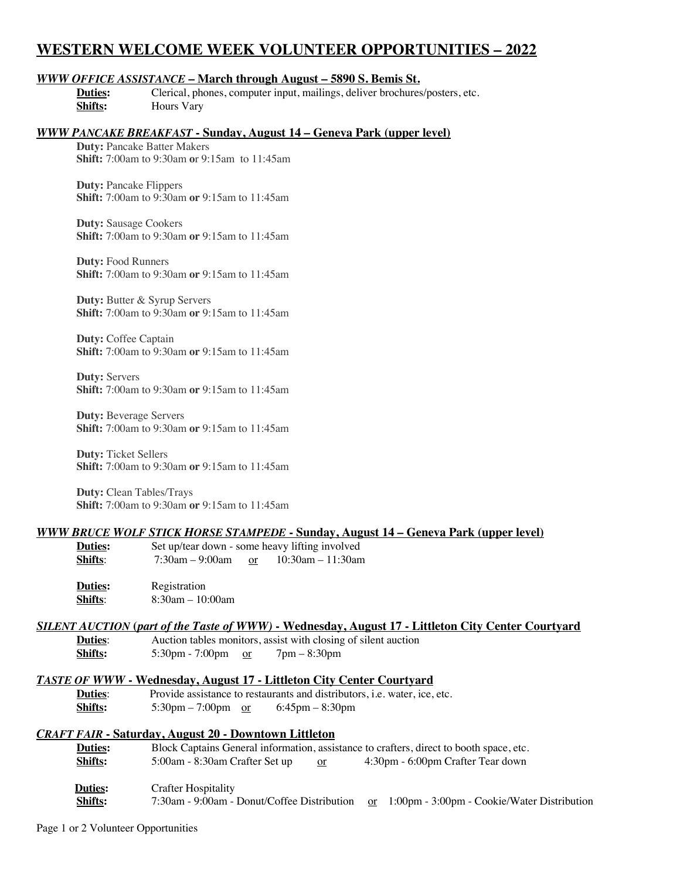# WESTERN WELCOME WEEK VOLUNTEER OPPORTUNITIES – 2022

## *WWW OFFICE ASSISTANCE* – March through August – 5890 S. Bemis St.

**Duties:** Clerical, phones, computer input, mailings, deliver brochures/posters, etc.
**Shifts:** Hours Vary

## *WWW PANCAKE BREAKFAST* - Sunday, August 14 – Geneva Park (upper level)

**Duty:** Pancake Batter Makers
**Shift:** 7:00am to 9:30am **or** 9:15am to 11:45am

**Duty:** Pancake Flippers
**Shift:** 7:00am to 9:30am **or** 9:15am to 11:45am

**Duty:** Sausage Cookers
**Shift:** 7:00am to 9:30am **or** 9:15am to 11:45am

**Duty:** Food Runners
**Shift:** 7:00am to 9:30am **or** 9:15am to 11:45am

**Duty:** Butter & Syrup Servers
**Shift:** 7:00am to 9:30am **or** 9:15am to 11:45am

**Duty:** Coffee Captain
**Shift:** 7:00am to 9:30am **or** 9:15am to 11:45am

**Duty:** Servers
**Shift:** 7:00am to 9:30am **or** 9:15am to 11:45am

**Duty:** Beverage Servers
**Shift:** 7:00am to 9:30am **or** 9:15am to 11:45am

**Duty:** Ticket Sellers
**Shift:** 7:00am to 9:30am **or** 9:15am to 11:45am

**Duty:** Clean Tables/Trays
**Shift:** 7:00am to 9:30am **or** 9:15am to 11:45am

## *WWW BRUCE WOLF STICK HORSE STAMPEDE* - Sunday, August 14 – Geneva Park (upper level)

**Duties:** Set up/tear down - some heavy lifting involved
**Shifts:** 7:30am – 9:00am or 10:30am – 11:30am

**Duties:** Registration
**Shifts:** 8:30am – 10:00am

## *SILENT AUCTION* (*part of the Taste of WWW*) - Wednesday, August 17 - Littleton City Center Courtyard

**Duties:** Auction tables monitors, assist with closing of silent auction
**Shifts:** 5:30pm - 7:00pm or 7pm – 8:30pm

## *TASTE OF WWW* - Wednesday, August 17 - Littleton City Center Courtyard

**Duties:** Provide assistance to restaurants and distributors, i.e. water, ice, etc.
**Shifts:** 5:30pm – 7:00pm or 6:45pm – 8:30pm

## *CRAFT FAIR* - Saturday, August 20 - Downtown Littleton

**Duties:** Block Captains General information, assistance to crafters, direct to booth space, etc.
**Shifts:** 5:00am - 8:30am Crafter Set up or 4:30pm - 6:00pm Crafter Tear down

**Duties:** Crafter Hospitality
**Shifts:** 7:30am - 9:00am - Donut/Coffee Distribution or 1:00pm - 3:00pm - Cookie/Water Distribution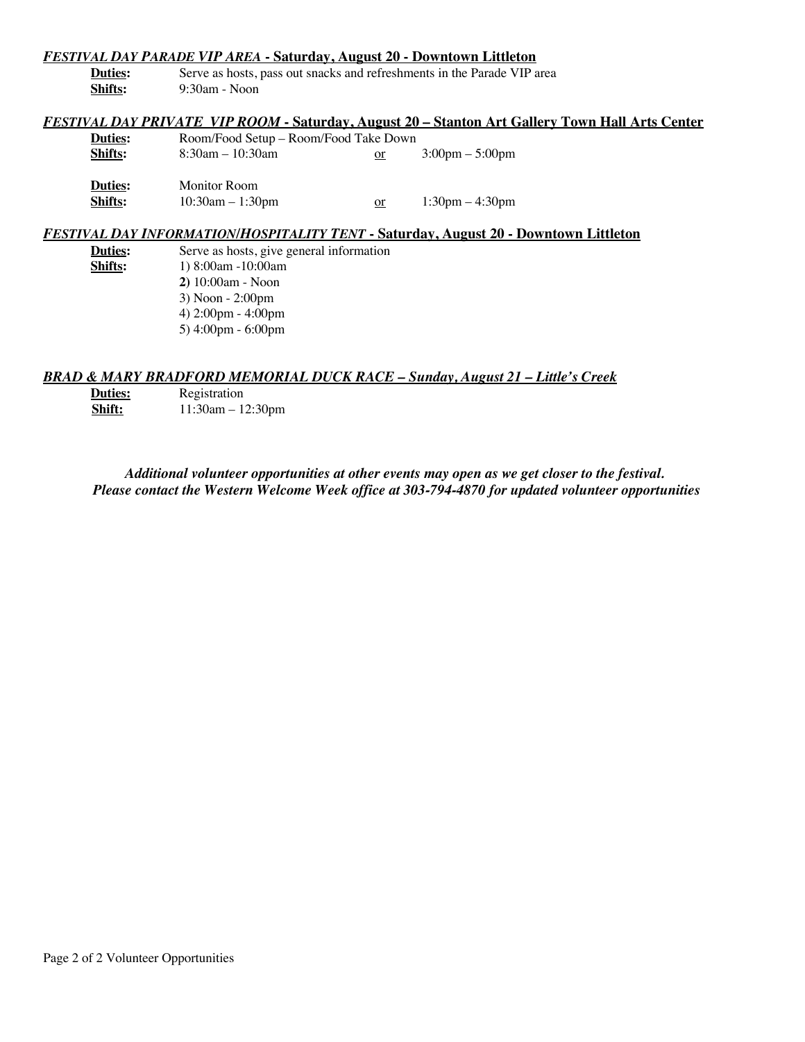***FESTIVAL DAY PARADE VIP AREA* - Saturday, August 20 - Downtown Littleton**

**Duties:** Serve as hosts, pass out snacks and refreshments in the Parade VIP area
**Shifts:** 9:30am - Noon

***FESTIVAL DAY PRIVATE VIP ROOM* - Saturday, August 20 – Stanton Art Gallery Town Hall Arts Center**

**Duties:** Room/Food Setup – Room/Food Take Down
**Shifts:** 8:30am – 10:30am or 3:00pm – 5:00pm

**Duties:** Monitor Room
**Shifts:** 10:30am – 1:30pm or 1:30pm – 4:30pm

***FESTIVAL DAY INFORMATION/HOSPITALITY TENT* - Saturday, August 20 - Downtown Littleton**

**Duties:** Serve as hosts, give general information
**Shifts:**
1) 8:00am -10:00am
**2)** 10:00am - Noon
3) Noon - 2:00pm
4) 2:00pm - 4:00pm
5) 4:00pm - 6:00pm

***BRAD & MARY BRADFORD MEMORIAL DUCK RACE – Sunday, August 21 – Little's Creek***

**Duties:** Registration
**Shift:** 11:30am – 12:30pm

***Additional volunteer opportunities at other events may open as we get closer to the festival. Please contact the Western Welcome Week office at 303-794-4870 for updated volunteer opportunities***